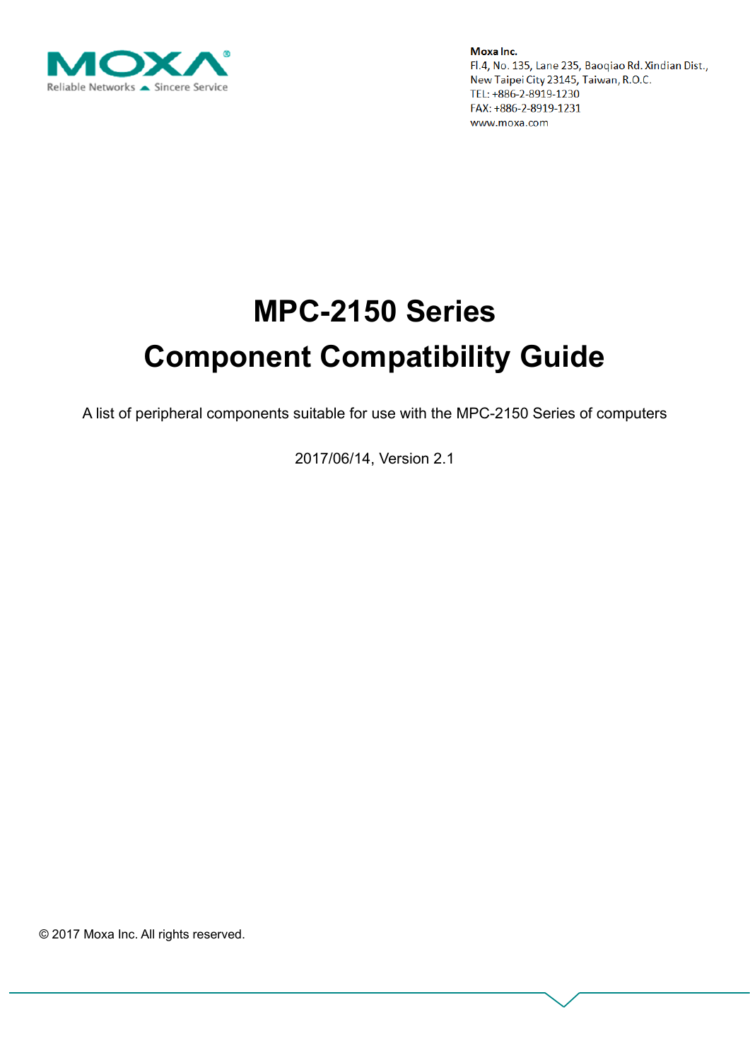MOXA
Reliable Networks ▲ Sincere Service

**Moxa Inc.**
Fl.4, No. 135, Lane 235, Baoqiao Rd. Xindian Dist.,
New Taipei City 23145, Taiwan, R.O.C.
TEL: +886-2-8919-1230
FAX: +886-2-8919-1231
www.moxa.com

# MPC-2150 Series
# Component Compatibility Guide

A list of peripheral components suitable for use with the MPC-2150 Series of computers

2017/06/14, Version 2.1

© 2017 Moxa Inc. All rights reserved.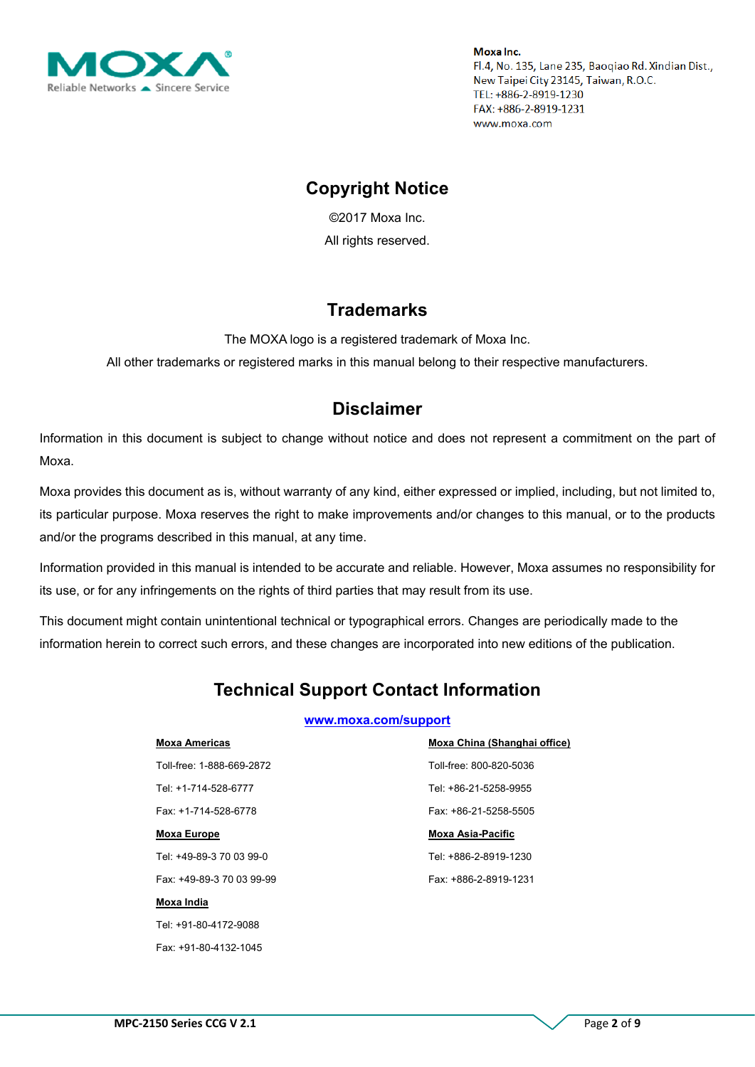**Moxa Inc.**
Fl.4, No. 135, Lane 235, Baoqiao Rd. Xindian Dist.,
New Taipei City 23145, Taiwan, R.O.C.
TEL: +886-2-8919-1230
FAX: +886-2-8919-1231
www.moxa.com

## Copyright Notice

©2017 Moxa Inc.

All rights reserved.

## Trademarks

The MOXA logo is a registered trademark of Moxa Inc.

All other trademarks or registered marks in this manual belong to their respective manufacturers.

## Disclaimer

Information in this document is subject to change without notice and does not represent a commitment on the part of Moxa.

Moxa provides this document as is, without warranty of any kind, either expressed or implied, including, but not limited to, its particular purpose. Moxa reserves the right to make improvements and/or changes to this manual, or to the products and/or the programs described in this manual, at any time.

Information provided in this manual is intended to be accurate and reliable. However, Moxa assumes no responsibility for its use, or for any infringements on the rights of third parties that may result from its use.

This document might contain unintentional technical or typographical errors. Changes are periodically made to the information herein to correct such errors, and these changes are incorporated into new editions of the publication.

## Technical Support Contact Information

**www.moxa.com/support**

**Moxa Americas**

Toll-free: 1-888-669-2872

Tel: +1-714-528-6777

Fax: +1-714-528-6778

**Moxa Europe**

Tel: +49-89-3 70 03 99-0

Fax: +49-89-3 70 03 99-99

**Moxa India**

Tel: +91-80-4172-9088

Fax: +91-80-4132-1045

**Moxa China (Shanghai office)**

Toll-free: 800-820-5036

Tel: +86-21-5258-9955

Fax: +86-21-5258-5505

**Moxa Asia-Pacific**

Tel: +886-2-8919-1230

Fax: +886-2-8919-1231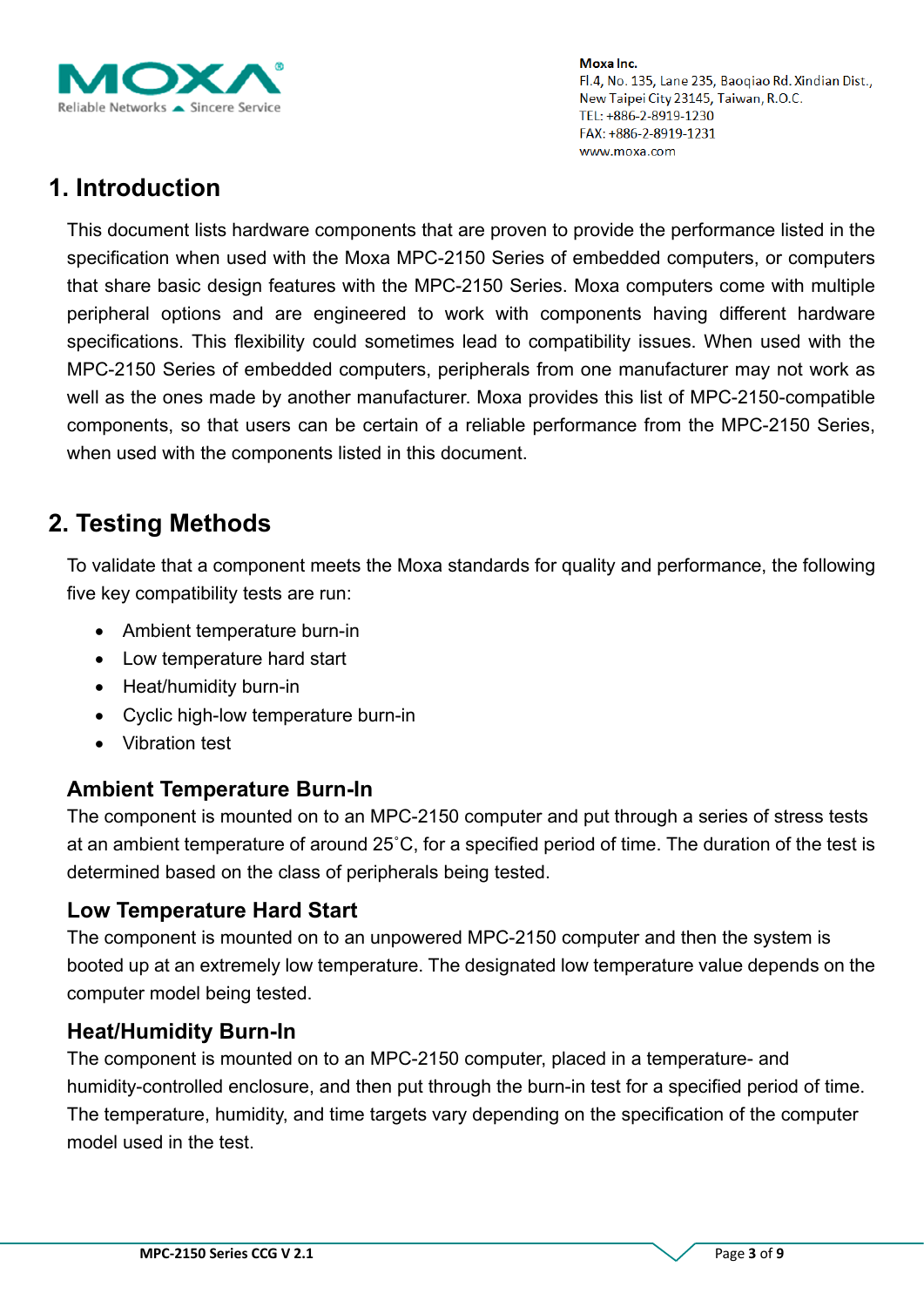# 1. Introduction

This document lists hardware components that are proven to provide the performance listed in the specification when used with the Moxa MPC-2150 Series of embedded computers, or computers that share basic design features with the MPC-2150 Series. Moxa computers come with multiple peripheral options and are engineered to work with components having different hardware specifications. This flexibility could sometimes lead to compatibility issues. When used with the MPC-2150 Series of embedded computers, peripherals from one manufacturer may not work as well as the ones made by another manufacturer. Moxa provides this list of MPC-2150-compatible components, so that users can be certain of a reliable performance from the MPC-2150 Series, when used with the components listed in this document.

# 2. Testing Methods

To validate that a component meets the Moxa standards for quality and performance, the following five key compatibility tests are run:

- Ambient temperature burn-in
- Low temperature hard start
- Heat/humidity burn-in
- Cyclic high-low temperature burn-in
- Vibration test

### Ambient Temperature Burn-In

The component is mounted on to an MPC-2150 computer and put through a series of stress tests at an ambient temperature of around 25˚C, for a specified period of time. The duration of the test is determined based on the class of peripherals being tested.

### Low Temperature Hard Start

The component is mounted on to an unpowered MPC-2150 computer and then the system is booted up at an extremely low temperature. The designated low temperature value depends on the computer model being tested.

### Heat/Humidity Burn-In

The component is mounted on to an MPC-2150 computer, placed in a temperature- and humidity-controlled enclosure, and then put through the burn-in test for a specified period of time. The temperature, humidity, and time targets vary depending on the specification of the computer model used in the test.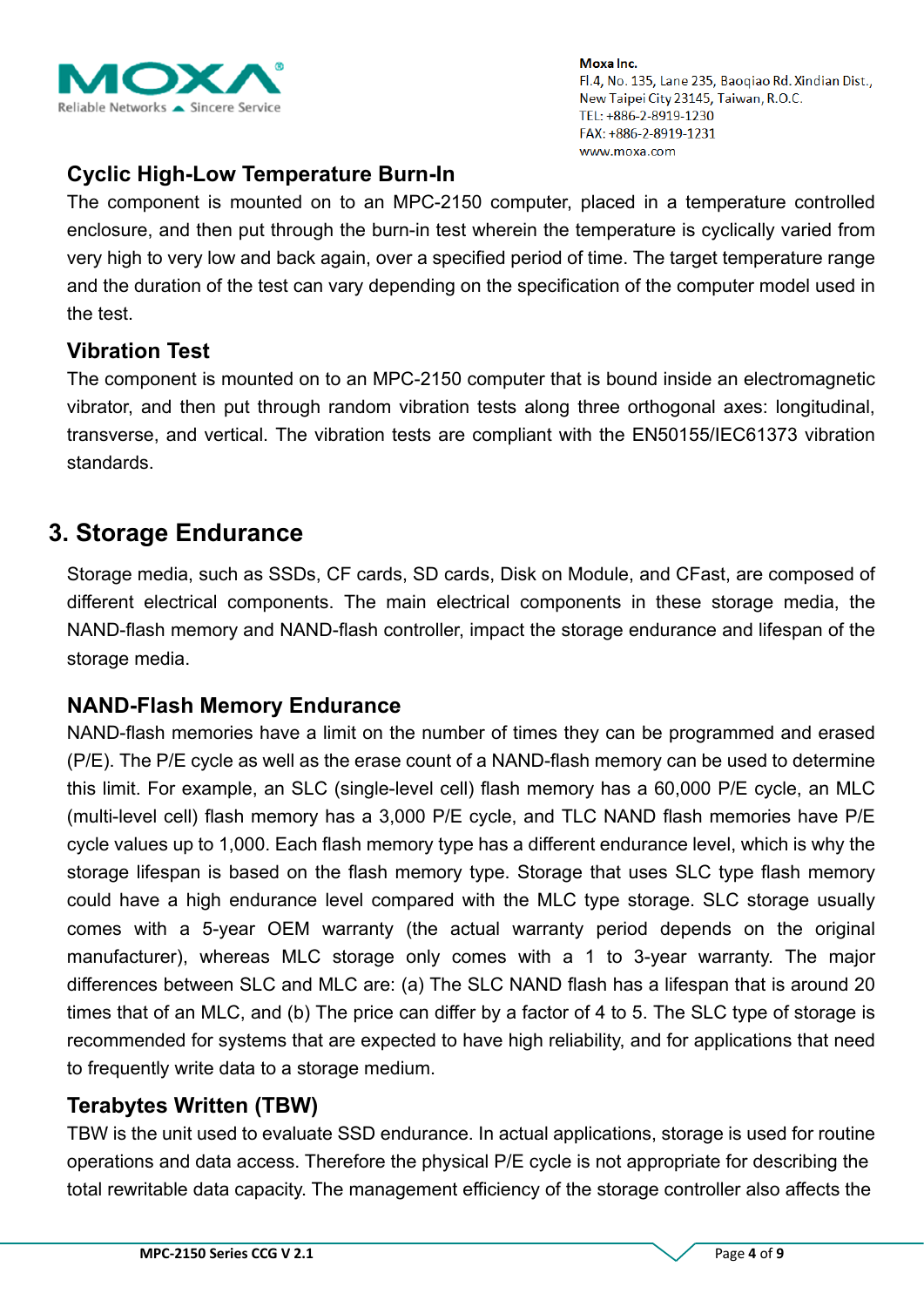### Cyclic High-Low Temperature Burn-In

The component is mounted on to an MPC-2150 computer, placed in a temperature controlled enclosure, and then put through the burn-in test wherein the temperature is cyclically varied from very high to very low and back again, over a specified period of time. The target temperature range and the duration of the test can vary depending on the specification of the computer model used in the test.

### Vibration Test

The component is mounted on to an MPC-2150 computer that is bound inside an electromagnetic vibrator, and then put through random vibration tests along three orthogonal axes: longitudinal, transverse, and vertical. The vibration tests are compliant with the EN50155/IEC61373 vibration standards.

## 3. Storage Endurance

Storage media, such as SSDs, CF cards, SD cards, Disk on Module, and CFast, are composed of different electrical components. The main electrical components in these storage media, the NAND-flash memory and NAND-flash controller, impact the storage endurance and lifespan of the storage media.

### NAND-Flash Memory Endurance

NAND-flash memories have a limit on the number of times they can be programmed and erased (P/E). The P/E cycle as well as the erase count of a NAND-flash memory can be used to determine this limit. For example, an SLC (single-level cell) flash memory has a 60,000 P/E cycle, an MLC (multi-level cell) flash memory has a 3,000 P/E cycle, and TLC NAND flash memories have P/E cycle values up to 1,000. Each flash memory type has a different endurance level, which is why the storage lifespan is based on the flash memory type. Storage that uses SLC type flash memory could have a high endurance level compared with the MLC type storage. SLC storage usually comes with a 5-year OEM warranty (the actual warranty period depends on the original manufacturer), whereas MLC storage only comes with a 1 to 3-year warranty. The major differences between SLC and MLC are: (a) The SLC NAND flash has a lifespan that is around 20 times that of an MLC, and (b) The price can differ by a factor of 4 to 5. The SLC type of storage is recommended for systems that are expected to have high reliability, and for applications that need to frequently write data to a storage medium.

### Terabytes Written (TBW)

TBW is the unit used to evaluate SSD endurance. In actual applications, storage is used for routine operations and data access. Therefore the physical P/E cycle is not appropriate for describing the total rewritable data capacity. The management efficiency of the storage controller also affects the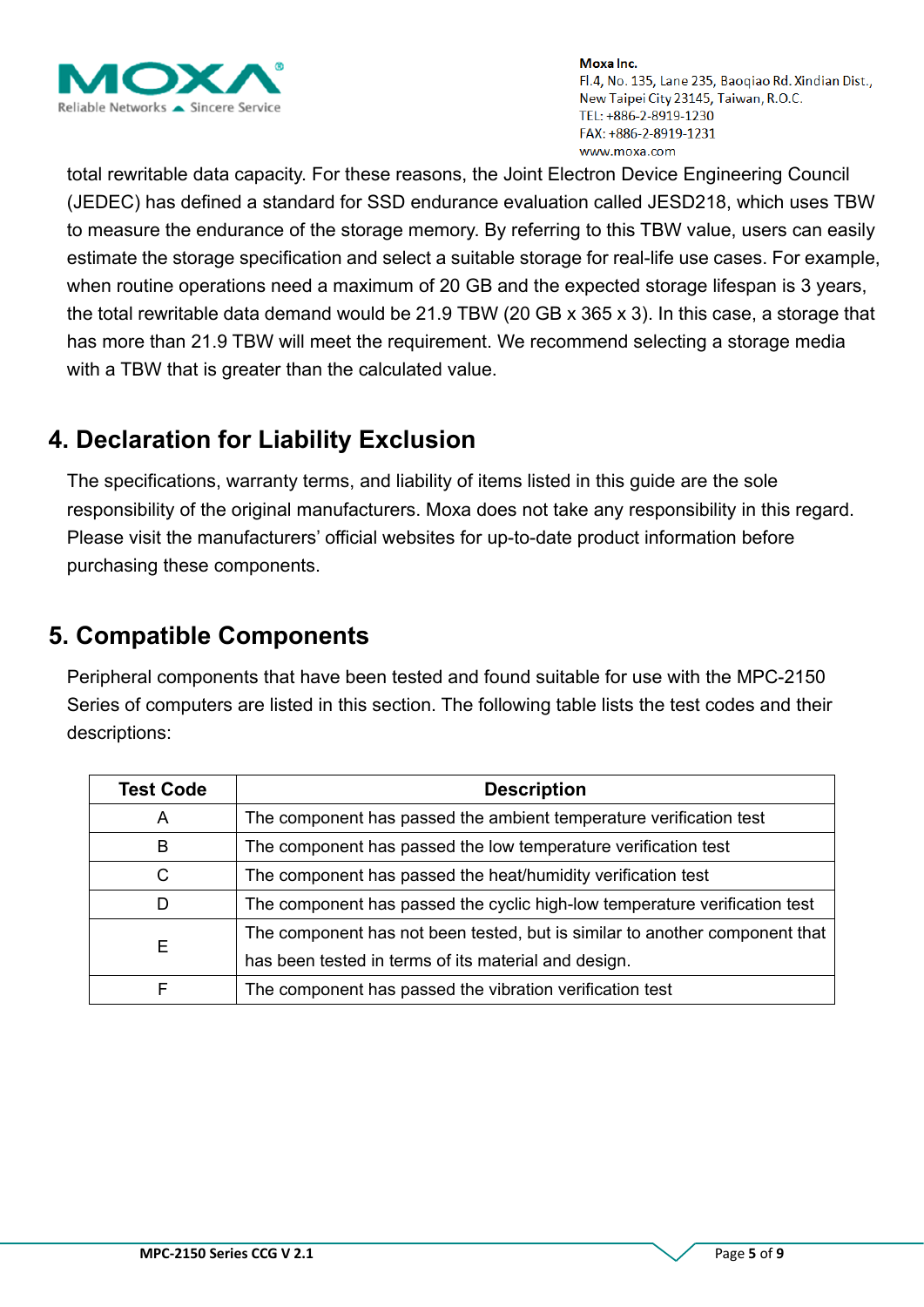total rewritable data capacity. For these reasons, the Joint Electron Device Engineering Council (JEDEC) has defined a standard for SSD endurance evaluation called JESD218, which uses TBW to measure the endurance of the storage memory. By referring to this TBW value, users can easily estimate the storage specification and select a suitable storage for real-life use cases. For example, when routine operations need a maximum of 20 GB and the expected storage lifespan is 3 years, the total rewritable data demand would be 21.9 TBW (20 GB x 365 x 3). In this case, a storage that has more than 21.9 TBW will meet the requirement. We recommend selecting a storage media with a TBW that is greater than the calculated value.

## 4. Declaration for Liability Exclusion

The specifications, warranty terms, and liability of items listed in this guide are the sole responsibility of the original manufacturers. Moxa does not take any responsibility in this regard. Please visit the manufacturers' official websites for up-to-date product information before purchasing these components.

## 5. Compatible Components

Peripheral components that have been tested and found suitable for use with the MPC-2150 Series of computers are listed in this section. The following table lists the test codes and their descriptions:

| Test Code | Description |
|---|---|
| A | The component has passed the ambient temperature verification test |
| B | The component has passed the low temperature verification test |
| C | The component has passed the heat/humidity verification test |
| D | The component has passed the cyclic high-low temperature verification test |
| E | The component has not been tested, but is similar to another component that has been tested in terms of its material and design. |
| F | The component has passed the vibration verification test |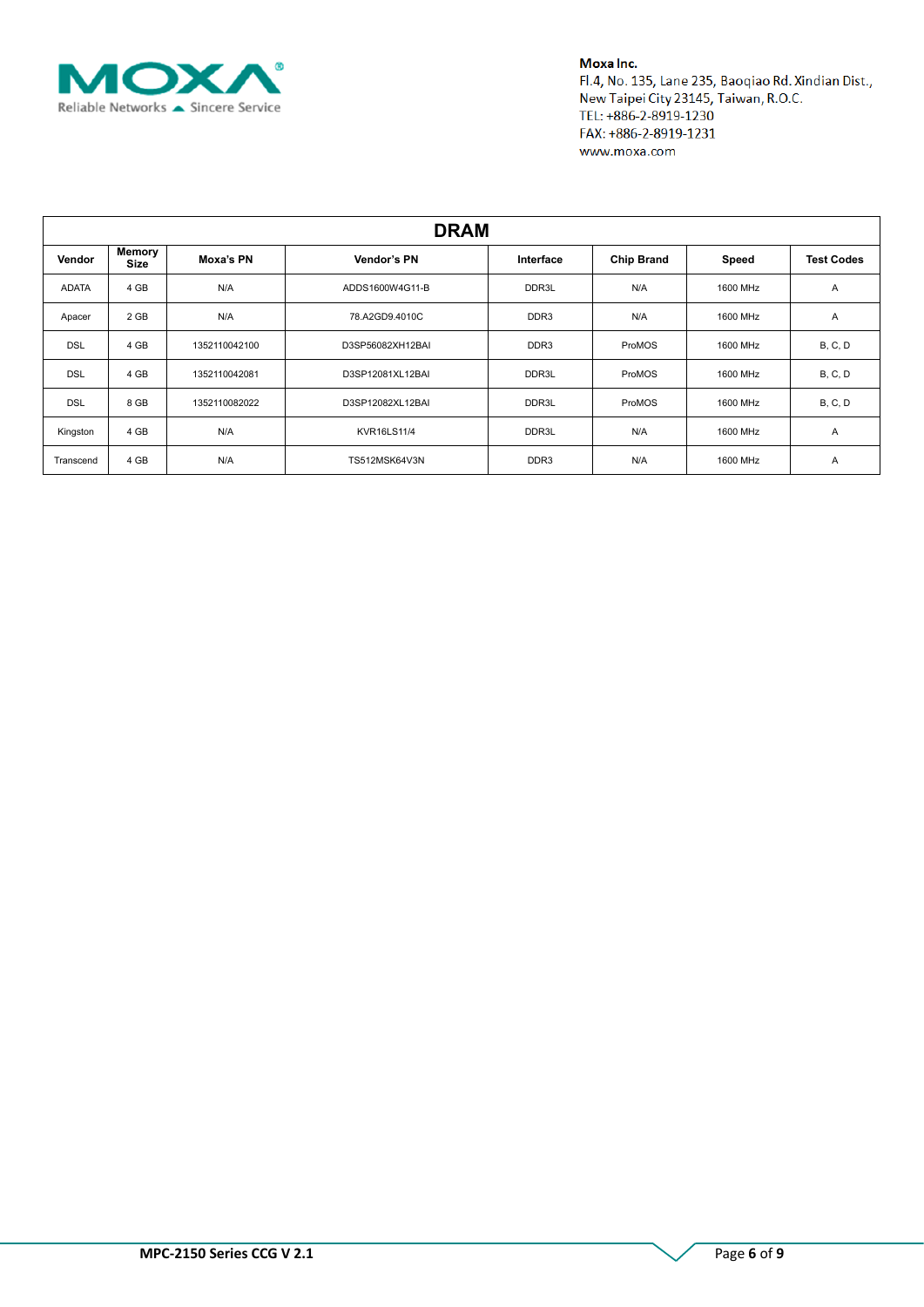| DRAM | | | | | | | |
|---|---|---|---|---|---|---|---|
| **Vendor** | **Memory Size** | **Moxa's PN** | **Vendor's PN** | **Interface** | **Chip Brand** | **Speed** | **Test Codes** |
| ADATA | 4 GB | N/A | ADDS1600W4G11-B | DDR3L | N/A | 1600 MHz | A |
| Apacer | 2 GB | N/A | 78.A2GD9.4010C | DDR3 | N/A | 1600 MHz | A |
| DSL | 4 GB | 1352110042100 | D3SP56082XH12BAI | DDR3 | ProMOS | 1600 MHz | B, C, D |
| DSL | 4 GB | 1352110042081 | D3SP12081XL12BAI | DDR3L | ProMOS | 1600 MHz | B, C, D |
| DSL | 8 GB | 1352110082022 | D3SP12082XL12BAI | DDR3L | ProMOS | 1600 MHz | B, C, D |
| Kingston | 4 GB | N/A | KVR16LS11/4 | DDR3L | N/A | 1600 MHz | A |
| Transcend | 4 GB | N/A | TS512MSK64V3N | DDR3 | N/A | 1600 MHz | A |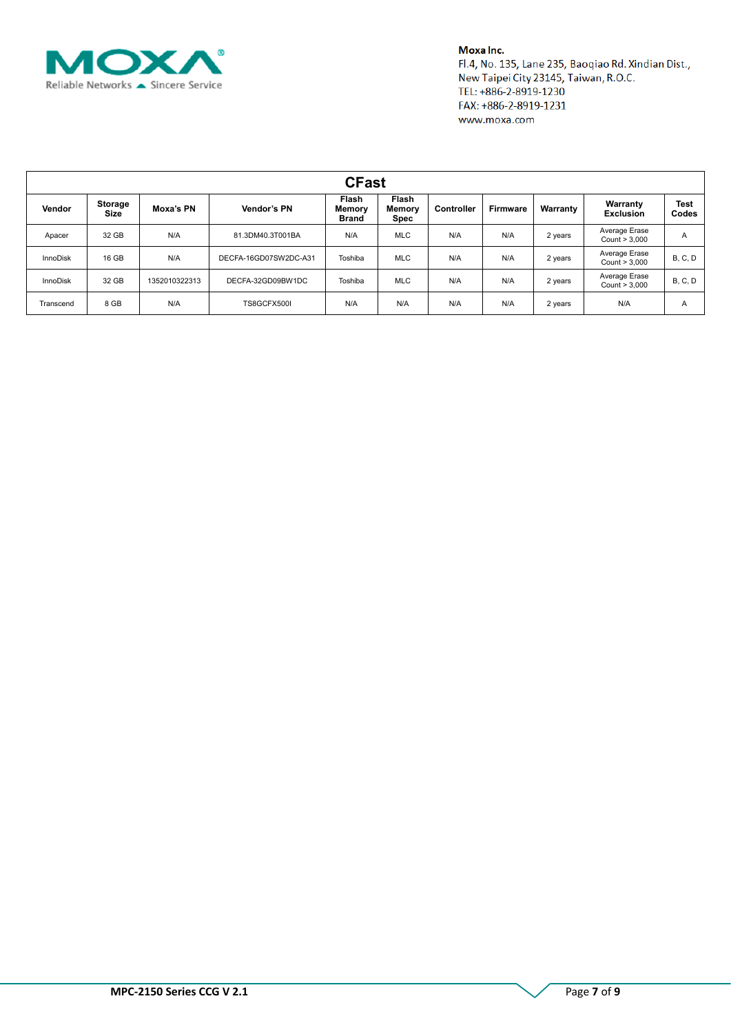Moxa Inc.
Fl.4, No. 135, Lane 235, Baoqiao Rd. Xindian Dist.,
New Taipei City 23145, Taiwan, R.O.C.
TEL: +886-2-8919-1230
FAX: +886-2-8919-1231
www.moxa.com

| CFast | | | | | | | | | | |
|---|---|---|---|---|---|---|---|---|---|---|
| **Vendor** | **Storage Size** | **Moxa's PN** | **Vendor's PN** | **Flash Memory Brand** | **Flash Memory Spec** | **Controller** | **Firmware** | **Warranty** | **Warranty Exclusion** | **Test Codes** |
| Apacer | 32 GB | N/A | 81.3DM40.3T001BA | N/A | MLC | N/A | N/A | 2 years | Average Erase Count > 3,000 | A |
| InnoDisk | 16 GB | N/A | DECFA-16GD07SW2DC-A31 | Toshiba | MLC | N/A | N/A | 2 years | Average Erase Count > 3,000 | B, C, D |
| InnoDisk | 32 GB | 1352010322313 | DECFA-32GD09BW1DC | Toshiba | MLC | N/A | N/A | 2 years | Average Erase Count > 3,000 | B, C, D |
| Transcend | 8 GB | N/A | TS8GCFX500I | N/A | N/A | N/A | N/A | 2 years | N/A | A |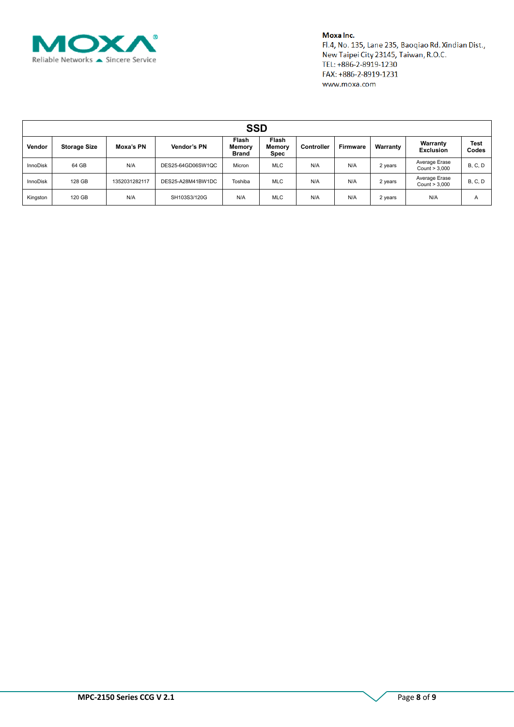Moxa Inc.
Fl.4, No. 135, Lane 235, Baoqiao Rd. Xindian Dist.,
New Taipei City 23145, Taiwan, R.O.C.
TEL: +886-2-8919-1230
FAX: +886-2-8919-1231
www.moxa.com

## SSD

| Vendor | Storage Size | Moxa's PN | Vendor's PN | Flash Memory Brand | Flash Memory Spec | Controller | Firmware | Warranty | Warranty Exclusion | Test Codes |
|---|---|---|---|---|---|---|---|---|---|---|
| InnoDisk | 64 GB | N/A | DES25-64GD06SW1QC | Micron | MLC | N/A | N/A | 2 years | Average Erase Count > 3,000 | B, C, D |
| InnoDisk | 128 GB | 1352031282117 | DES25-A28M41BW1DC | Toshiba | MLC | N/A | N/A | 2 years | Average Erase Count > 3,000 | B, C, D |
| Kingston | 120 GB | N/A | SH103S3/120G | N/A | MLC | N/A | N/A | 2 years | N/A | A |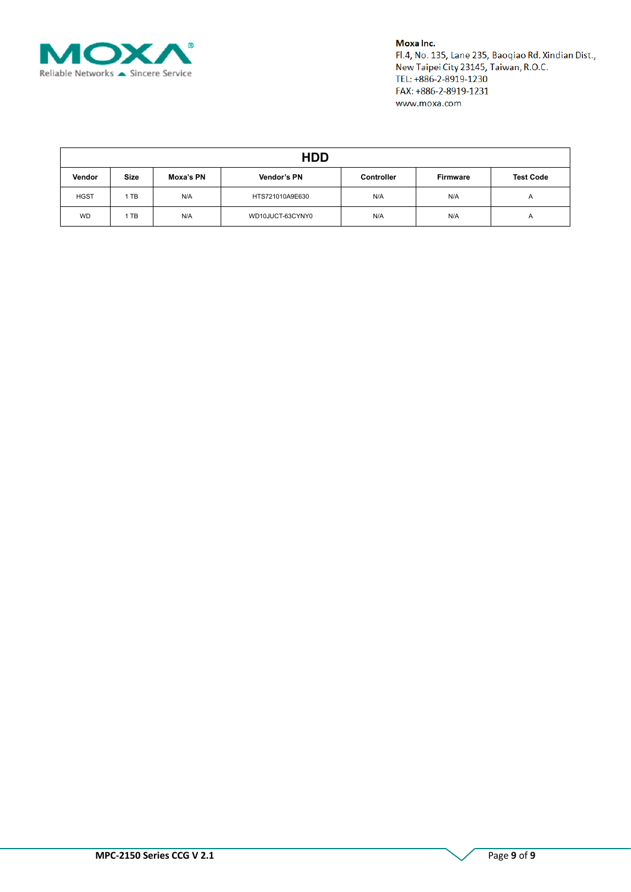| HDD | | | | | | |
|---|---|---|---|---|---|---|
| Vendor | Size | Moxa's PN | Vendor's PN | Controller | Firmware | Test Code |
| HGST | 1 TB | N/A | HTS721010A9E630 | N/A | N/A | A |
| WD | 1 TB | N/A | WD10JUCT-63CYNY0 | N/A | N/A | A |